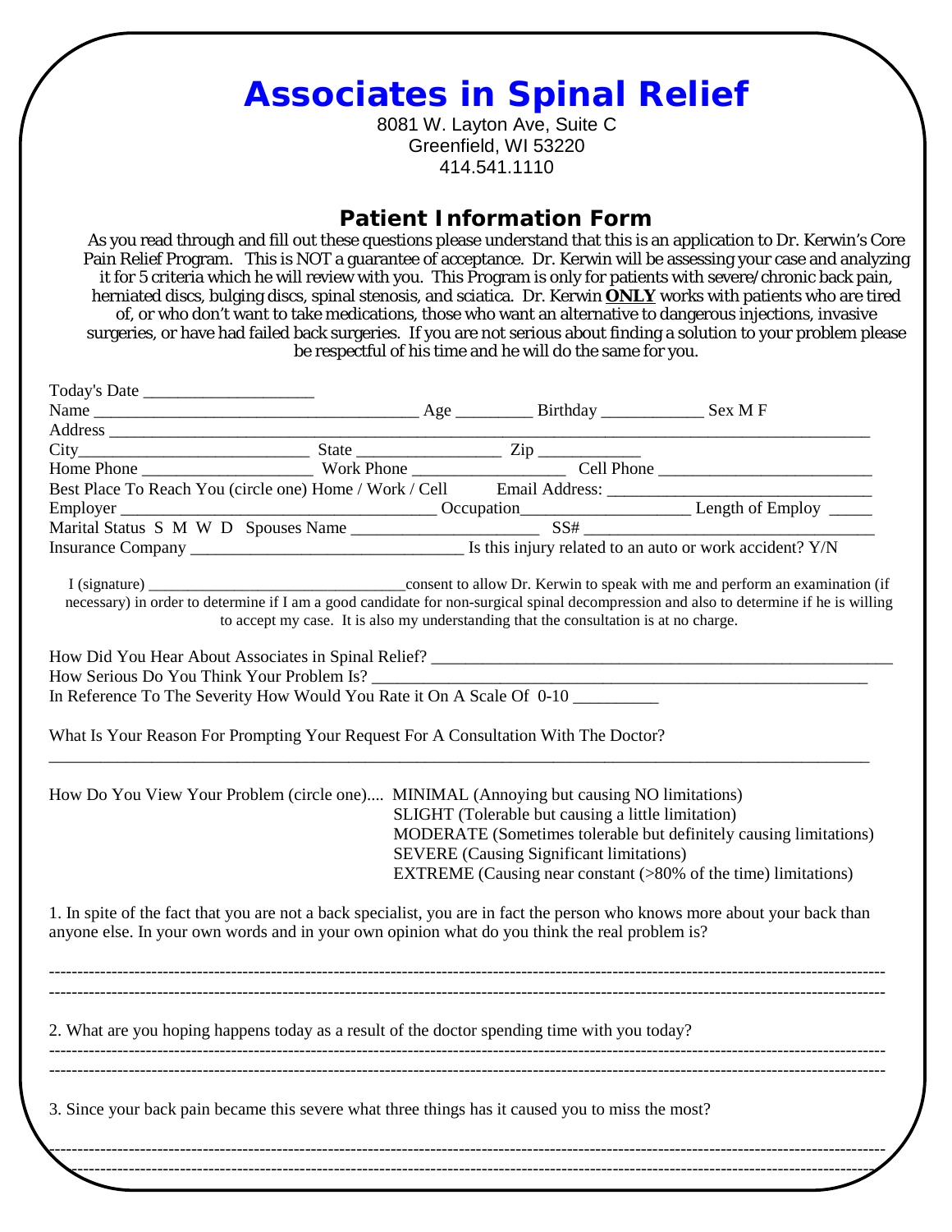# Associates in Spinal Relief

8081 W. Layton Ave, Suite C
Greenfield, WI 53220
414.541.1110

## Patient Information Form

As you read through and fill out these questions please understand that this is an application to Dr. Kerwin's Core Pain Relief Program. This is NOT a guarantee of acceptance. Dr. Kerwin will be assessing your case and analyzing it for 5 criteria which he will review with you. This Program is only for patients with severe/chronic back pain, herniated discs, bulging discs, spinal stenosis, and sciatica. Dr. Kerwin **ONLY** works with patients who are tired of, or who don't want to take medications, those who want an alternative to dangerous injections, invasive surgeries, or have had failed back surgeries. If you are not serious about finding a solution to your problem please be respectful of his time and he will do the same for you.

Today's Date ____________________

Name ______________________________________ Age _________ Birthday ____________ Sex M F

Address ________________________________________________________________________________

City___________________________ State ________________ Zip ____________

Home Phone ____________________ Work Phone __________________ Cell Phone __________________________

Best Place To Reach You (circle one) Home / Work / Cell  Email Address: ________________________________

Employer ______________________________________ Occupation___________________ Length of Employ _____

Marital Status S M W D  Spouses Name ______________________ SS# __________________________________

Insurance Company ________________________________ Is this injury related to an auto or work accident? Y/N

I (signature) ________________________________consent to allow Dr. Kerwin to speak with me and perform an examination (if necessary) in order to determine if I am a good candidate for non-surgical spinal decompression and also to determine if he is willing to accept my case. It is also my understanding that the consultation is at no charge.

How Did You Hear About Associates in Spinal Relief? _______________________________________________________

How Serious Do You Think Your Problem Is? ____________________________________________________________

In Reference To The Severity How Would You Rate it On A Scale Of 0-10 __________

What Is Your Reason For Prompting Your Request For A Consultation With The Doctor?

____________________________________________________________________________________________

How Do You View Your Problem (circle one).... 
- MINIMAL (Annoying but causing NO limitations)
- SLIGHT (Tolerable but causing a little limitation)
- MODERATE (Sometimes tolerable but definitely causing limitations)
- SEVERE (Causing Significant limitations)
- EXTREME (Causing near constant (>80% of the time) limitations)

1. In spite of the fact that you are not a back specialist, you are in fact the person who knows more about your back than anyone else. In your own words and in your own opinion what do you think the real problem is?

--------------------------------------------------------------------------------------------------------------------------------------------

--------------------------------------------------------------------------------------------------------------------------------------------

2. What are you hoping happens today as a result of the doctor spending time with you today?

--------------------------------------------------------------------------------------------------------------------------------------------

--------------------------------------------------------------------------------------------------------------------------------------------

3. Since your back pain became this severe what three things has it caused you to miss the most?

--------------------------------------------------------------------------------------------------------------------------------------------

--------------------------------------------------------------------------------------------------------------------------------------------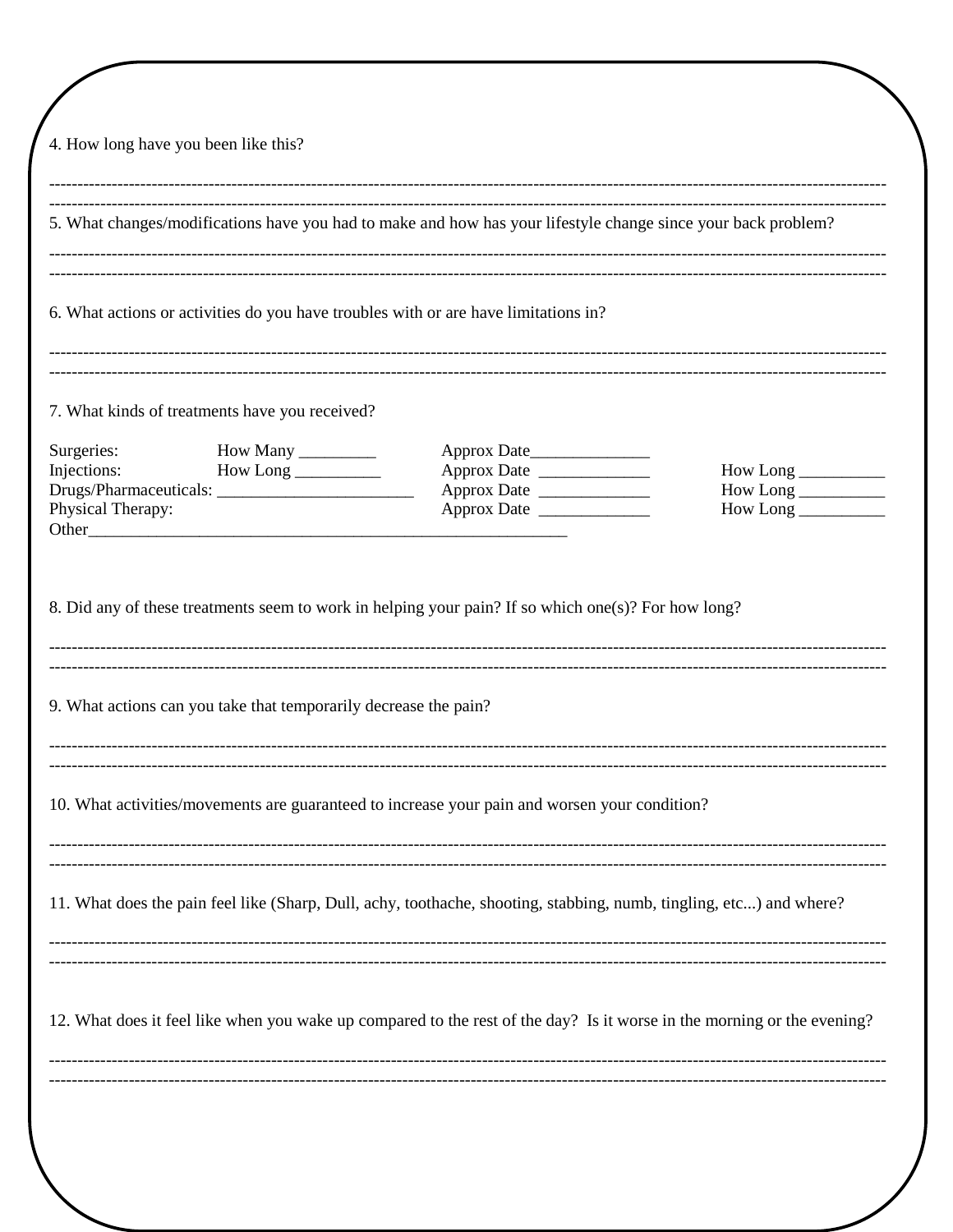4. How long have you been like this?

---

5. What changes/modifications have you had to make and how has your lifestyle change since your back problem?

---

6. What actions or activities do you have troubles with or are have limitations in?

---

7. What kinds of treatments have you received?

| | | | |
|---|---|---|---|
| Surgeries: | How Many _________ | Approx Date______________ | |
| Injections: | How Long __________ | Approx Date _____________ | How Long __________ |
| Drugs/Pharmaceuticals: ________________________ | | Approx Date _____________ | How Long __________ |
| Physical Therapy: | | Approx Date _____________ | How Long __________ |

Other___________________________________________________________

8. Did any of these treatments seem to work in helping your pain? If so which one(s)? For how long?

---

9. What actions can you take that temporarily decrease the pain?

---

10. What activities/movements are guaranteed to increase your pain and worsen your condition?

---

11. What does the pain feel like (Sharp, Dull, achy, toothache, shooting, stabbing, numb, tingling, etc...) and where?

---

12. What does it feel like when you wake up compared to the rest of the day? Is it worse in the morning or the evening?

---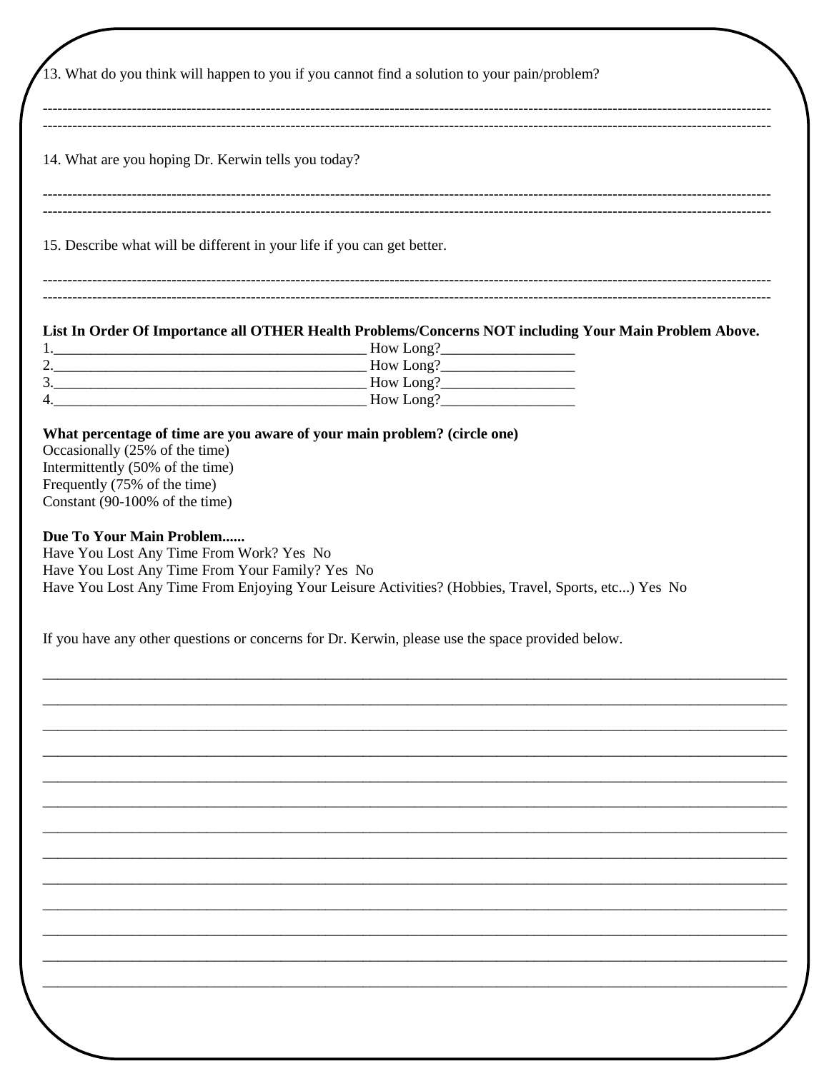13. What do you think will happen to you if you cannot find a solution to your pain/problem?

---

---

14. What are you hoping Dr. Kerwin tells you today?

---

---

15. Describe what will be different in your life if you can get better.

---

---

**List In Order Of Importance all OTHER Health Problems/Concerns NOT including Your Main Problem Above.**

1.___________________________________________ How Long?__________________

2.___________________________________________ How Long?__________________

3.___________________________________________ How Long?__________________

4.___________________________________________ How Long?__________________

**What percentage of time are you aware of your main problem? (circle one)**

Occasionally (25% of the time)
Intermittently (50% of the time)
Frequently (75% of the time)
Constant (90-100% of the time)

**Due To Your Main Problem......**

Have You Lost Any Time From Work? Yes No
Have You Lost Any Time From Your Family? Yes No
Have You Lost Any Time From Enjoying Your Leisure Activities? (Hobbies, Travel, Sports, etc...) Yes No

If you have any other questions or concerns for Dr. Kerwin, please use the space provided below.

______________________________________________________________________________________

______________________________________________________________________________________

______________________________________________________________________________________

______________________________________________________________________________________

______________________________________________________________________________________

______________________________________________________________________________________

______________________________________________________________________________________

______________________________________________________________________________________

______________________________________________________________________________________

______________________________________________________________________________________

______________________________________________________________________________________

______________________________________________________________________________________

______________________________________________________________________________________